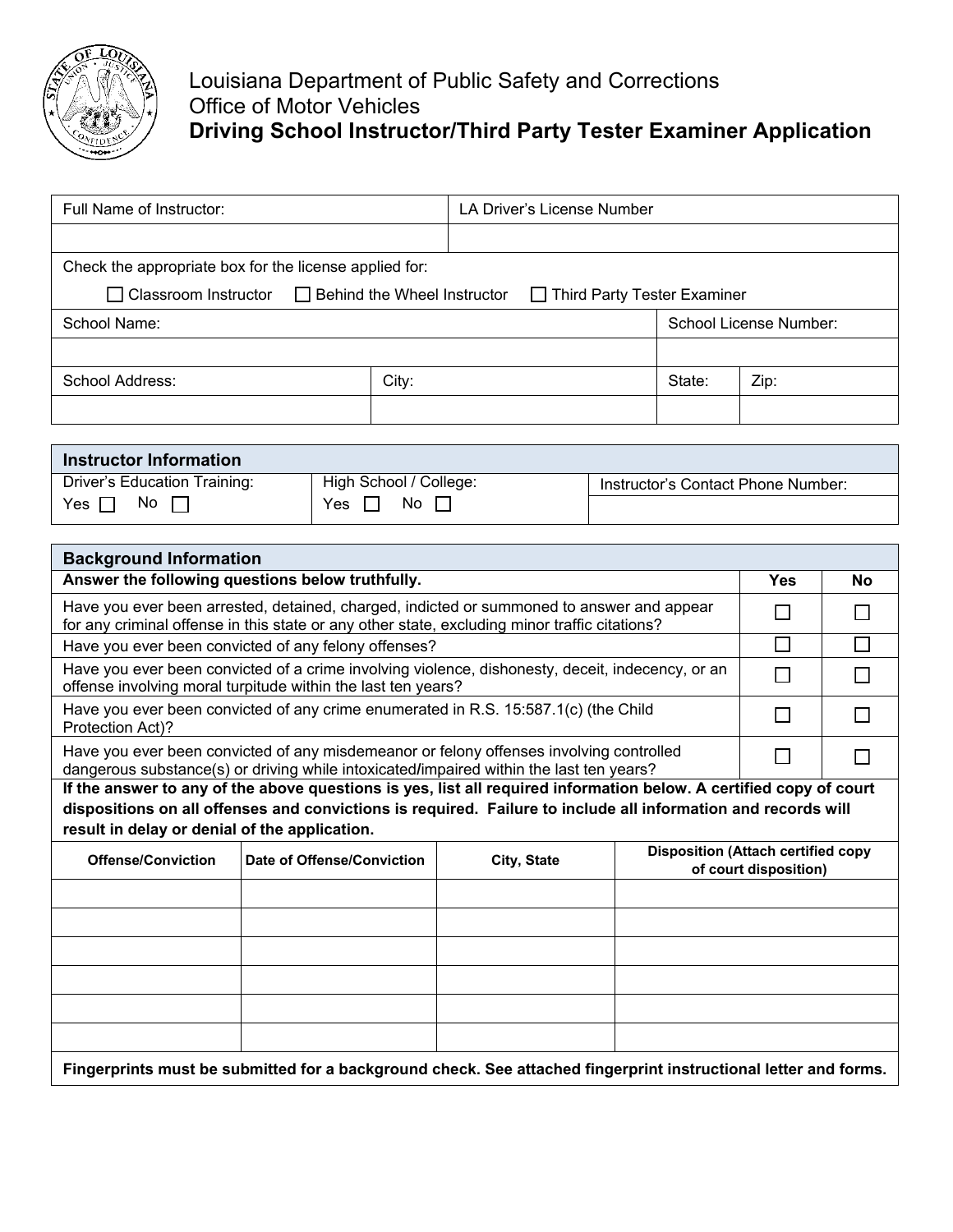Louisiana Department of Public Safety and Corrections
Office of Motor Vehicles

# Driving School Instructor/Third Party Tester Examiner Application

| Full Name of Instructor: | LA Driver's License Number |
|---|---|
| | |

Check the appropriate box for the license applied for:

☐ Classroom Instructor ☐ Behind the Wheel Instructor ☐ Third Party Tester Examiner

| School Name: | | School License Number: | |
|---|---|---|---|
| | | | |
| **School Address:** | **City:** | **State:** | **Zip:** |
| | | | |

## Instructor Information

| Driver's Education Training: | High School / College: | Instructor's Contact Phone Number: |
|---|---|---|
| Yes ☐ No ☐ | Yes ☐ No ☐ | |

## Background Information

| Answer the following questions below truthfully. | Yes | No |
|---|---|---|
| Have you ever been arrested, detained, charged, indicted or summoned to answer and appear for any criminal offense in this state or any other state, excluding minor traffic citations? | ☐ | ☐ |
| Have you ever been convicted of any felony offenses? | ☐ | ☐ |
| Have you ever been convicted of a crime involving violence, dishonesty, deceit, indecency, or an offense involving moral turpitude within the last ten years? | ☐ | ☐ |
| Have you ever been convicted of any crime enumerated in R.S. 15:587.1(c) (the Child Protection Act)? | ☐ | ☐ |
| Have you ever been convicted of any misdemeanor or felony offenses involving controlled dangerous substance(s) or driving while intoxicated/impaired within the last ten years? | ☐ | ☐ |

**If the answer to any of the above questions is yes, list all required information below. A certified copy of court dispositions on all offenses and convictions is required. Failure to include all information and records will result in delay or denial of the application.**

| Offense/Conviction | Date of Offense/Conviction | City, State | Disposition (Attach certified copy of court disposition) |
|---|---|---|---|
| | | | |
| | | | |
| | | | |
| | | | |
| | | | |
| | | | |

**Fingerprints must be submitted for a background check. See attached fingerprint instructional letter and forms.**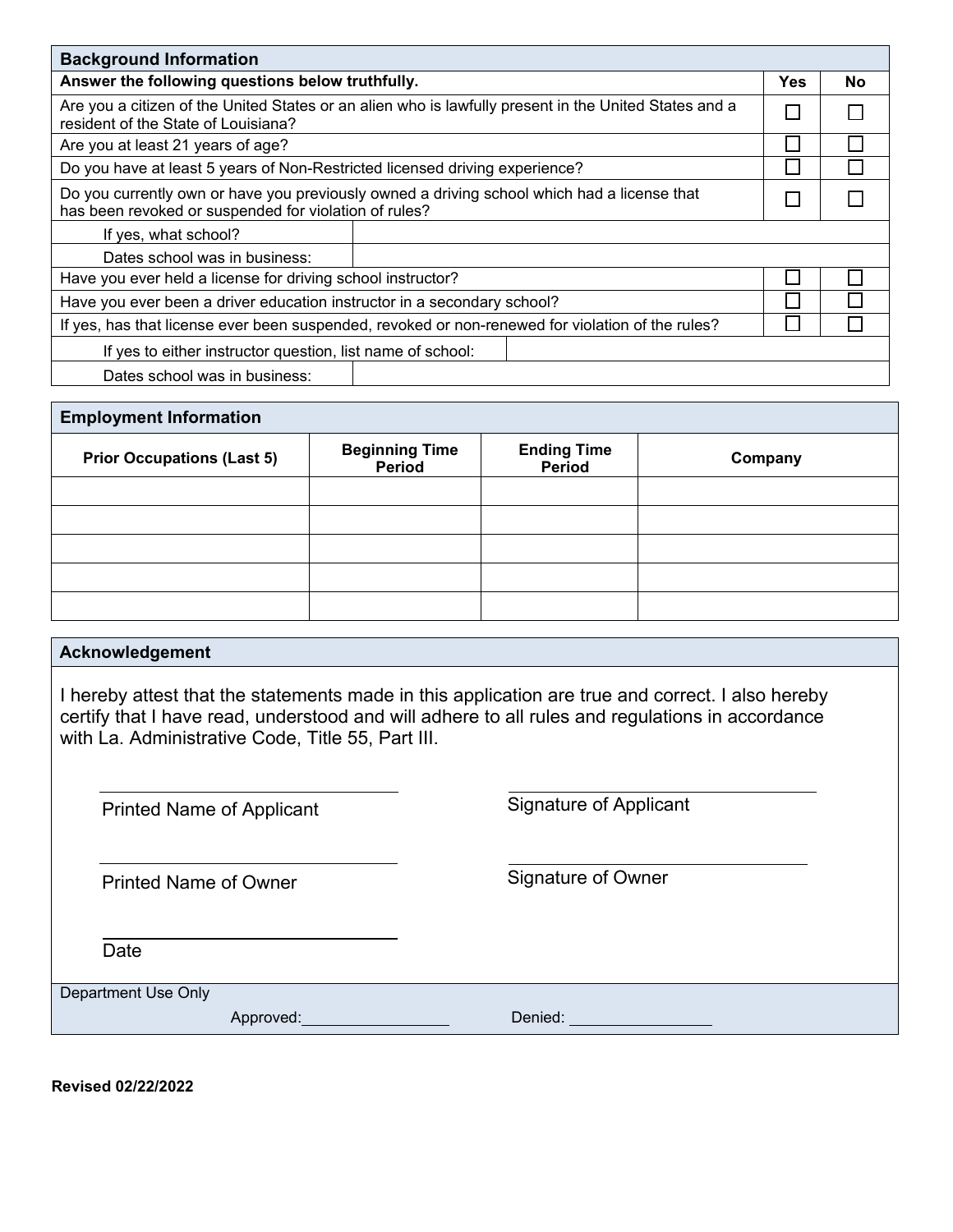## Background Information

| Answer the following questions below truthfully. | Yes | No |
|---|---|---|
| Are you a citizen of the United States or an alien who is lawfully present in the United States and a resident of the State of Louisiana? | ☐ | ☐ |
| Are you at least 21 years of age? | ☐ | ☐ |
| Do you have at least 5 years of Non-Restricted licensed driving experience? | ☐ | ☐ |
| Do you currently own or have you previously owned a driving school which had a license that has been revoked or suspended for violation of rules? | ☐ | ☐ |
| If yes, what school? | | |
| Dates school was in business: | | |
| Have you ever held a license for driving school instructor? | ☐ | ☐ |
| Have you ever been a driver education instructor in a secondary school? | ☐ | ☐ |
| If yes, has that license ever been suspended, revoked or non-renewed for violation of the rules? | ☐ | ☐ |
| If yes to either instructor question, list name of school: | | |
| Dates school was in business: | | |

## Employment Information

| Prior Occupations (Last 5) | Beginning Time Period | Ending Time Period | Company |
|---|---|---|---|
| | | | |
| | | | |
| | | | |
| | | | |
| | | | |

## Acknowledgement

I hereby attest that the statements made in this application are true and correct. I also hereby certify that I have read, understood and will adhere to all rules and regulations in accordance with La. Administrative Code, Title 55, Part III.

\_\_\_\_\_\_\_\_\_\_\_\_\_\_\_\_\_\_\_\_\_\_\_\_\_\_\_\_\_\_
Printed Name of Applicant

\_\_\_\_\_\_\_\_\_\_\_\_\_\_\_\_\_\_\_\_\_\_\_\_\_\_\_\_\_\_
Signature of Applicant

\_\_\_\_\_\_\_\_\_\_\_\_\_\_\_\_\_\_\_\_\_\_\_\_\_\_\_\_\_\_
Printed Name of Owner

\_\_\_\_\_\_\_\_\_\_\_\_\_\_\_\_\_\_\_\_\_\_\_\_\_\_\_\_\_\_
Signature of Owner

\_\_\_\_\_\_\_\_\_\_\_\_\_\_\_\_\_\_\_\_\_\_\_\_\_\_\_\_\_\_
Date

Department Use Only

Approved: \_\_\_\_\_\_\_\_\_\_\_\_\_\_\_\_ Denied: \_\_\_\_\_\_\_\_\_\_\_\_\_\_\_\_

**Revised 02/22/2022**